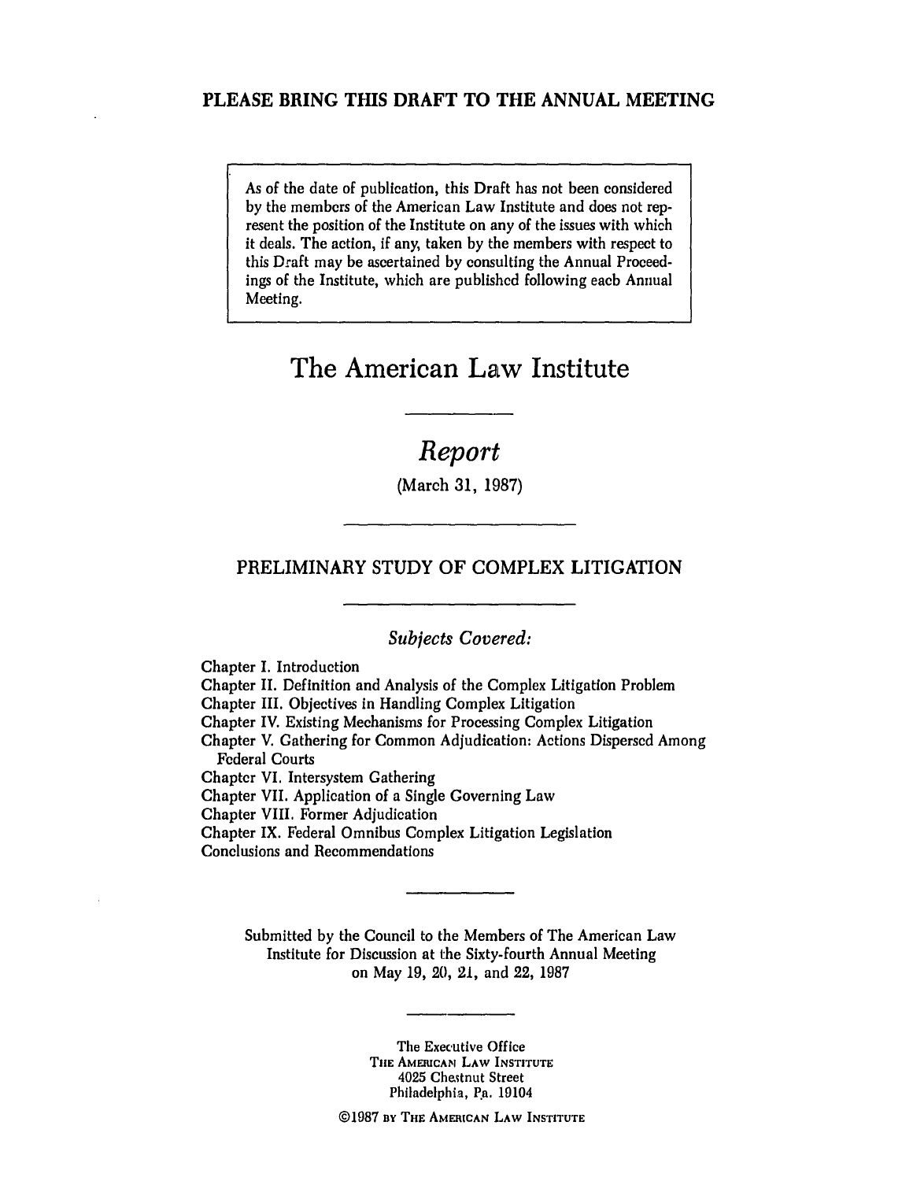**PLEASE BRING THIS DRAFT TO THE ANNUAL MEETING**

As of the date of publication, this Draft has not been considered by the members of the American Law Institute and does not represent the position of the Institute on any of the issues with which it deals. The action, if any, taken by the members with respect to this Draft may be ascertained by consulting the Annual Proceedings of the Institute, which are published following each Annual Meeting.

# The American Law Institute

## *Report*

(March 31, 1987)

## PRELIMINARY STUDY OF COMPLEX LITIGATION

*Subjects Covered:*

Chapter I. Introduction
Chapter II. Definition and Analysis of the Complex Litigation Problem
Chapter III. Objectives in Handling Complex Litigation
Chapter IV. Existing Mechanisms for Processing Complex Litigation
Chapter V. Gathering for Common Adjudication: Actions Dispersed Among Federal Courts
Chapter VI. Intersystem Gathering
Chapter VII. Application of a Single Governing Law
Chapter VIII. Former Adjudication
Chapter IX. Federal Omnibus Complex Litigation Legislation
Conclusions and Recommendations

Submitted by the Council to the Members of The American Law Institute for Discussion at the Sixty-fourth Annual Meeting on May 19, 20, 21, and 22, 1987

The Executive Office
THE AMERICAN LAW INSTITUTE
4025 Chestnut Street
Philadelphia, Pa. 19104

©1987 BY THE AMERICAN LAW INSTITUTE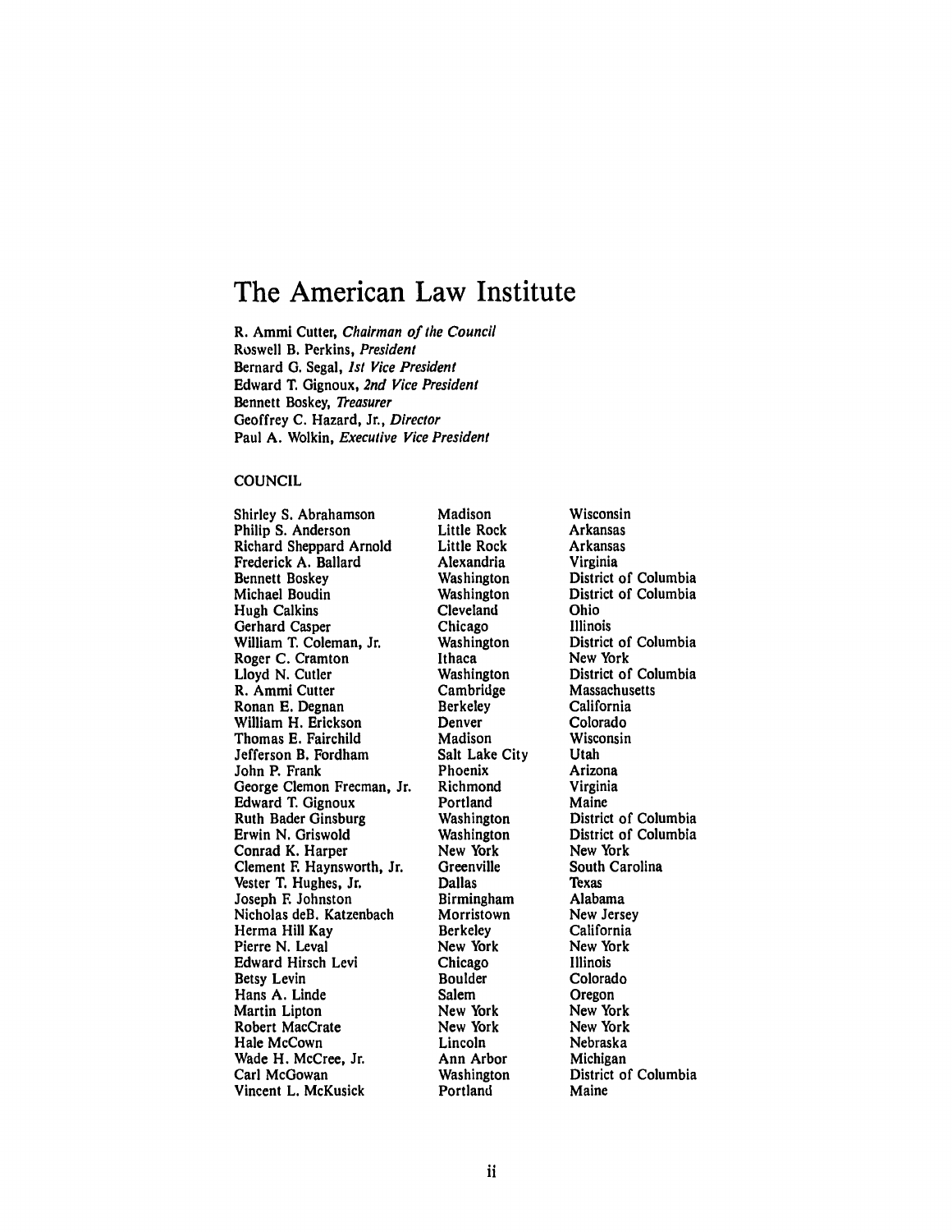# The American Law Institute

R. Ammi Cutter, *Chairman of the Council*
Roswell B. Perkins, *President*
Bernard G. Segal, *1st Vice President*
Edward T. Gignoux, *2nd Vice President*
Bennett Boskey, *Treasurer*
Geoffrey C. Hazard, Jr., *Director*
Paul A. Wolkin, *Executive Vice President*

## COUNCIL

| | | |
|---|---|---|
| Shirley S. Abrahamson | Madison | Wisconsin |
| Philip S. Anderson | Little Rock | Arkansas |
| Richard Sheppard Arnold | Little Rock | Arkansas |
| Frederick A. Ballard | Alexandria | Virginia |
| Bennett Boskey | Washington | District of Columbia |
| Michael Boudin | Washington | District of Columbia |
| Hugh Calkins | Cleveland | Ohio |
| Gerhard Casper | Chicago | Illinois |
| William T. Coleman, Jr. | Washington | District of Columbia |
| Roger C. Cramton | Ithaca | New York |
| Lloyd N. Cutler | Washington | District of Columbia |
| R. Ammi Cutter | Cambridge | Massachusetts |
| Ronan E. Degnan | Berkeley | California |
| William H. Erickson | Denver | Colorado |
| Thomas E. Fairchild | Madison | Wisconsin |
| Jefferson B. Fordham | Salt Lake City | Utah |
| John P. Frank | Phoenix | Arizona |
| George Clemon Freeman, Jr. | Richmond | Virginia |
| Edward T. Gignoux | Portland | Maine |
| Ruth Bader Ginsburg | Washington | District of Columbia |
| Erwin N. Griswold | Washington | District of Columbia |
| Conrad K. Harper | New York | New York |
| Clement F. Haynsworth, Jr. | Greenville | South Carolina |
| Vester T. Hughes, Jr. | Dallas | Texas |
| Joseph F. Johnston | Birmingham | Alabama |
| Nicholas deB. Katzenbach | Morristown | New Jersey |
| Herma Hill Kay | Berkeley | California |
| Pierre N. Leval | New York | New York |
| Edward Hirsch Levi | Chicago | Illinois |
| Betsy Levin | Boulder | Colorado |
| Hans A. Linde | Salem | Oregon |
| Martin Lipton | New York | New York |
| Robert MacCrate | New York | New York |
| Hale McCown | Lincoln | Nebraska |
| Wade H. McCree, Jr. | Ann Arbor | Michigan |
| Carl McGowan | Washington | District of Columbia |
| Vincent L. McKusick | Portland | Maine |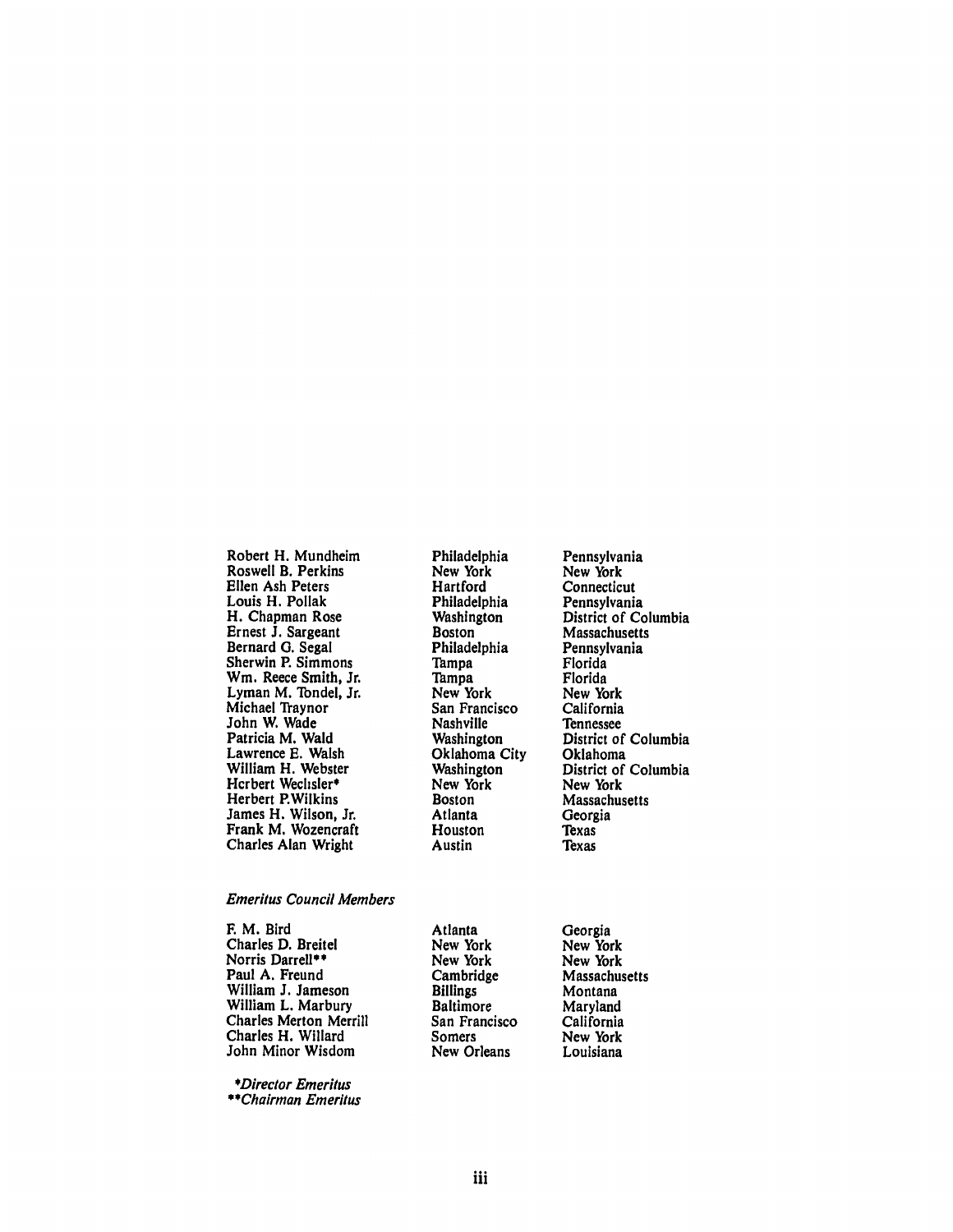| | | |
|---|---|---|
| Robert H. Mundheim | Philadelphia | Pennsylvania |
| Roswell B. Perkins | New York | New York |
| Ellen Ash Peters | Hartford | Connecticut |
| Louis H. Pollak | Philadelphia | Pennsylvania |
| H. Chapman Rose | Washington | District of Columbia |
| Ernest J. Sargeant | Boston | Massachusetts |
| Bernard G. Segal | Philadelphia | Pennsylvania |
| Sherwin P. Simmons | Tampa | Florida |
| Wm. Reece Smith, Jr. | Tampa | Florida |
| Lyman M. Tondel, Jr. | New York | New York |
| Michael Traynor | San Francisco | California |
| John W. Wade | Nashville | Tennessee |
| Patricia M. Wald | Washington | District of Columbia |
| Lawrence E. Walsh | Oklahoma City | Oklahoma |
| William H. Webster | Washington | District of Columbia |
| Herbert Wechsler* | New York | New York |
| Herbert P. Wilkins | Boston | Massachusetts |
| James H. Wilson, Jr. | Atlanta | Georgia |
| Frank M. Wozencraft | Houston | Texas |
| Charles Alan Wright | Austin | Texas |

*Emeritus Council Members*

| | | |
|---|---|---|
| F. M. Bird | Atlanta | Georgia |
| Charles D. Breitel | New York | New York |
| Norris Darrell** | New York | New York |
| Paul A. Freund | Cambridge | Massachusetts |
| William J. Jameson | Billings | Montana |
| William L. Marbury | Baltimore | Maryland |
| Charles Merton Merrill | San Francisco | California |
| Charles H. Willard | Somers | New York |
| John Minor Wisdom | New Orleans | Louisiana |

*\*Director Emeritus*
*\*\*Chairman Emeritus*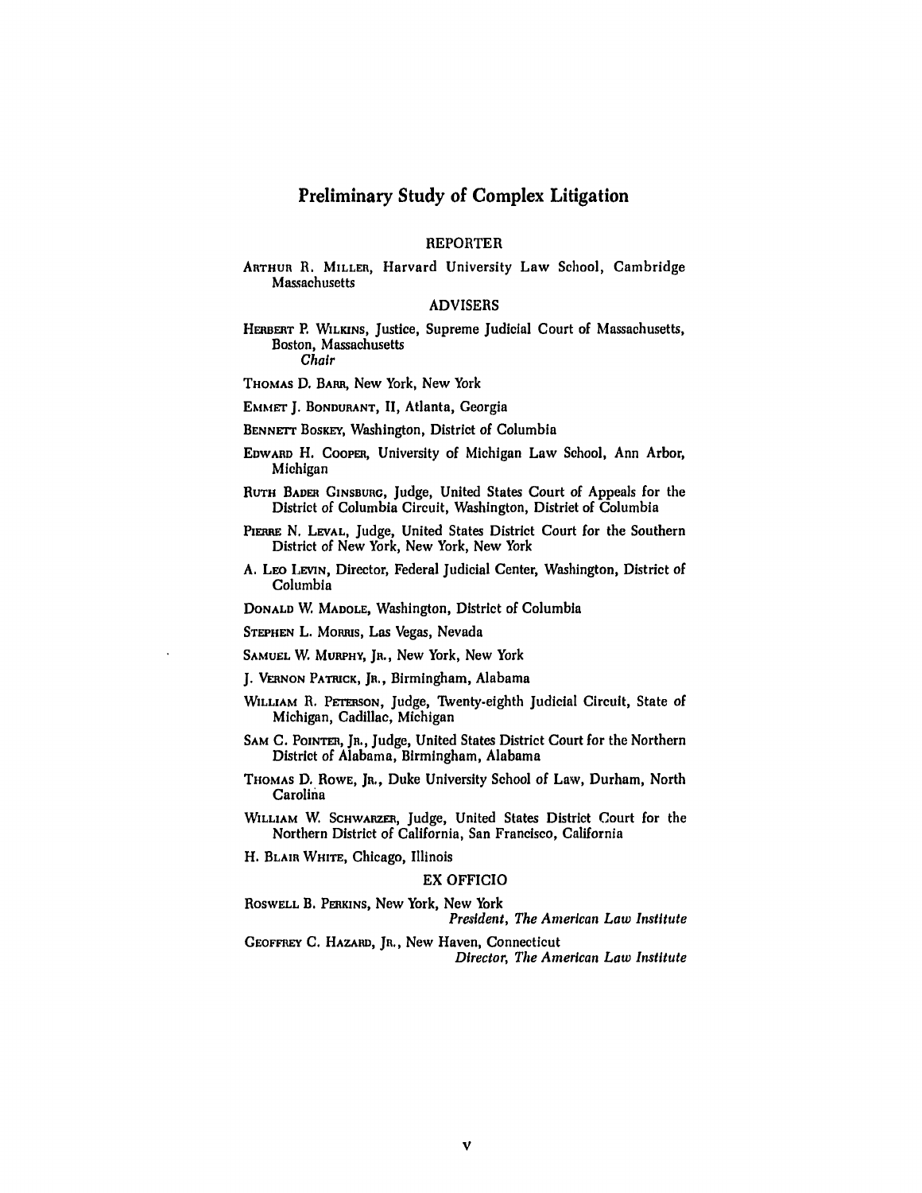# Preliminary Study of Complex Litigation

## REPORTER

ARTHUR R. MILLER, Harvard University Law School, Cambridge Massachusetts

## ADVISERS

HERBERT P. WILKINS, Justice, Supreme Judicial Court of Massachusetts, Boston, Massachusetts
*Chair*

THOMAS D. BARR, New York, New York

EMMET J. BONDURANT, II, Atlanta, Georgia

BENNETT BOSKEY, Washington, District of Columbia

EDWARD H. COOPER, University of Michigan Law School, Ann Arbor, Michigan

RUTH BADER GINSBURG, Judge, United States Court of Appeals for the District of Columbia Circuit, Washington, District of Columbia

PIERRE N. LEVAL, Judge, United States District Court for the Southern District of New York, New York, New York

A. LEO LEVIN, Director, Federal Judicial Center, Washington, District of Columbia

DONALD W. MADOLE, Washington, District of Columbia

STEPHEN L. MORRIS, Las Vegas, Nevada

SAMUEL W. MURPHY, JR., New York, New York

J. VERNON PATRICK, JR., Birmingham, Alabama

WILLIAM R. PETERSON, Judge, Twenty-eighth Judicial Circuit, State of Michigan, Cadillac, Michigan

SAM C. POINTER, JR., Judge, United States District Court for the Northern District of Alabama, Birmingham, Alabama

THOMAS D. ROWE, JR., Duke University School of Law, Durham, North Carolina

WILLIAM W. SCHWARZER, Judge, United States District Court for the Northern District of California, San Francisco, California

H. BLAIR WHITE, Chicago, Illinois

## EX OFFICIO

ROSWELL B. PERKINS, New York, New York
*President, The American Law Institute*

GEOFFREY C. HAZARD, JR., New Haven, Connecticut
*Director, The American Law Institute*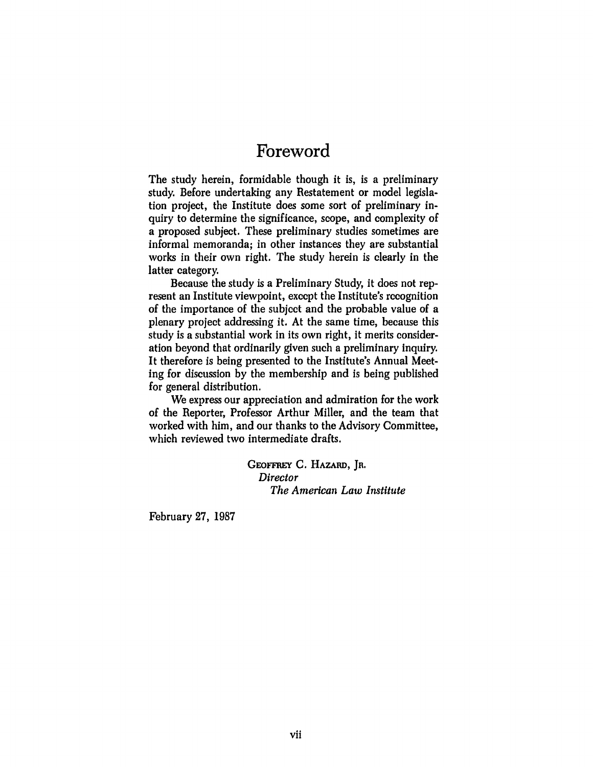# Foreword

The study herein, formidable though it is, is a preliminary study. Before undertaking any Restatement or model legislation project, the Institute does some sort of preliminary inquiry to determine the significance, scope, and complexity of a proposed subject. These preliminary studies sometimes are informal memoranda; in other instances they are substantial works in their own right. The study herein is clearly in the latter category.

Because the study is a Preliminary Study, it does not represent an Institute viewpoint, except the Institute's recognition of the importance of the subject and the probable value of a plenary project addressing it. At the same time, because this study is a substantial work in its own right, it merits consideration beyond that ordinarily given such a preliminary inquiry. It therefore is being presented to the Institute's Annual Meeting for discussion by the membership and is being published for general distribution.

We express our appreciation and admiration for the work of the Reporter, Professor Arthur Miller, and the team that worked with him, and our thanks to the Advisory Committee, which reviewed two intermediate drafts.

GEOFFREY C. HAZARD, JR.
*Director*
*The American Law Institute*

February 27, 1987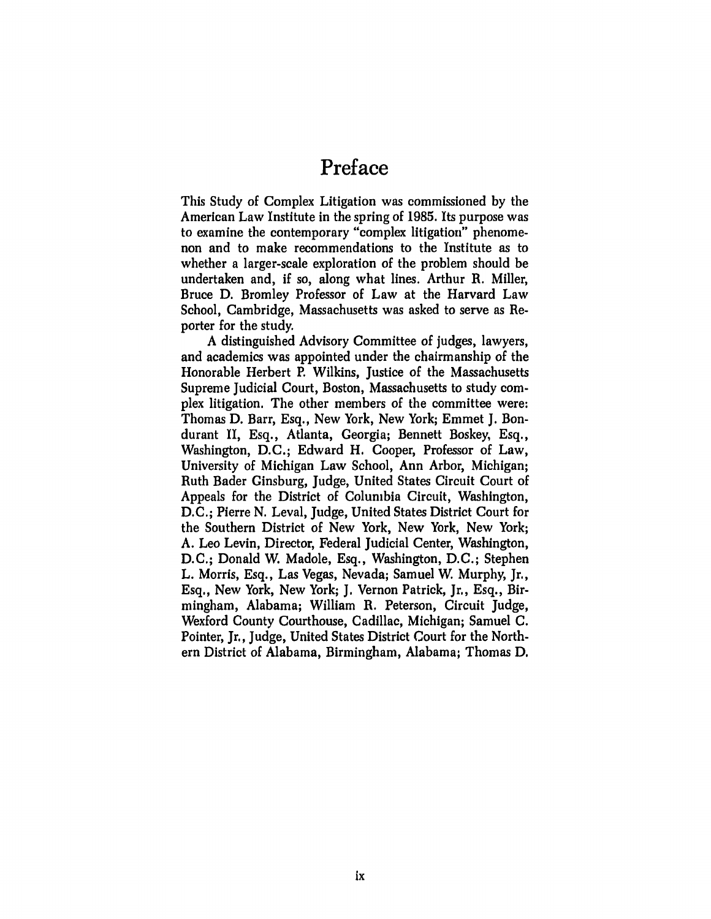# Preface

This Study of Complex Litigation was commissioned by the American Law Institute in the spring of 1985. Its purpose was to examine the contemporary "complex litigation" phenomenon and to make recommendations to the Institute as to whether a larger-scale exploration of the problem should be undertaken and, if so, along what lines. Arthur R. Miller, Bruce D. Bromley Professor of Law at the Harvard Law School, Cambridge, Massachusetts was asked to serve as Reporter for the study.

A distinguished Advisory Committee of judges, lawyers, and academics was appointed under the chairmanship of the Honorable Herbert P. Wilkins, Justice of the Massachusetts Supreme Judicial Court, Boston, Massachusetts to study complex litigation. The other members of the committee were: Thomas D. Barr, Esq., New York, New York; Emmet J. Bondurant II, Esq., Atlanta, Georgia; Bennett Boskey, Esq., Washington, D.C.; Edward H. Cooper, Professor of Law, University of Michigan Law School, Ann Arbor, Michigan; Ruth Bader Ginsburg, Judge, United States Circuit Court of Appeals for the District of Columbia Circuit, Washington, D.C.; Pierre N. Leval, Judge, United States District Court for the Southern District of New York, New York, New York; A. Leo Levin, Director, Federal Judicial Center, Washington, D.C.; Donald W. Madole, Esq., Washington, D.C.; Stephen L. Morris, Esq., Las Vegas, Nevada; Samuel W. Murphy, Jr., Esq., New York, New York; J. Vernon Patrick, Jr., Esq., Birmingham, Alabama; William R. Peterson, Circuit Judge, Wexford County Courthouse, Cadillac, Michigan; Samuel C. Pointer, Jr., Judge, United States District Court for the Northern District of Alabama, Birmingham, Alabama; Thomas D.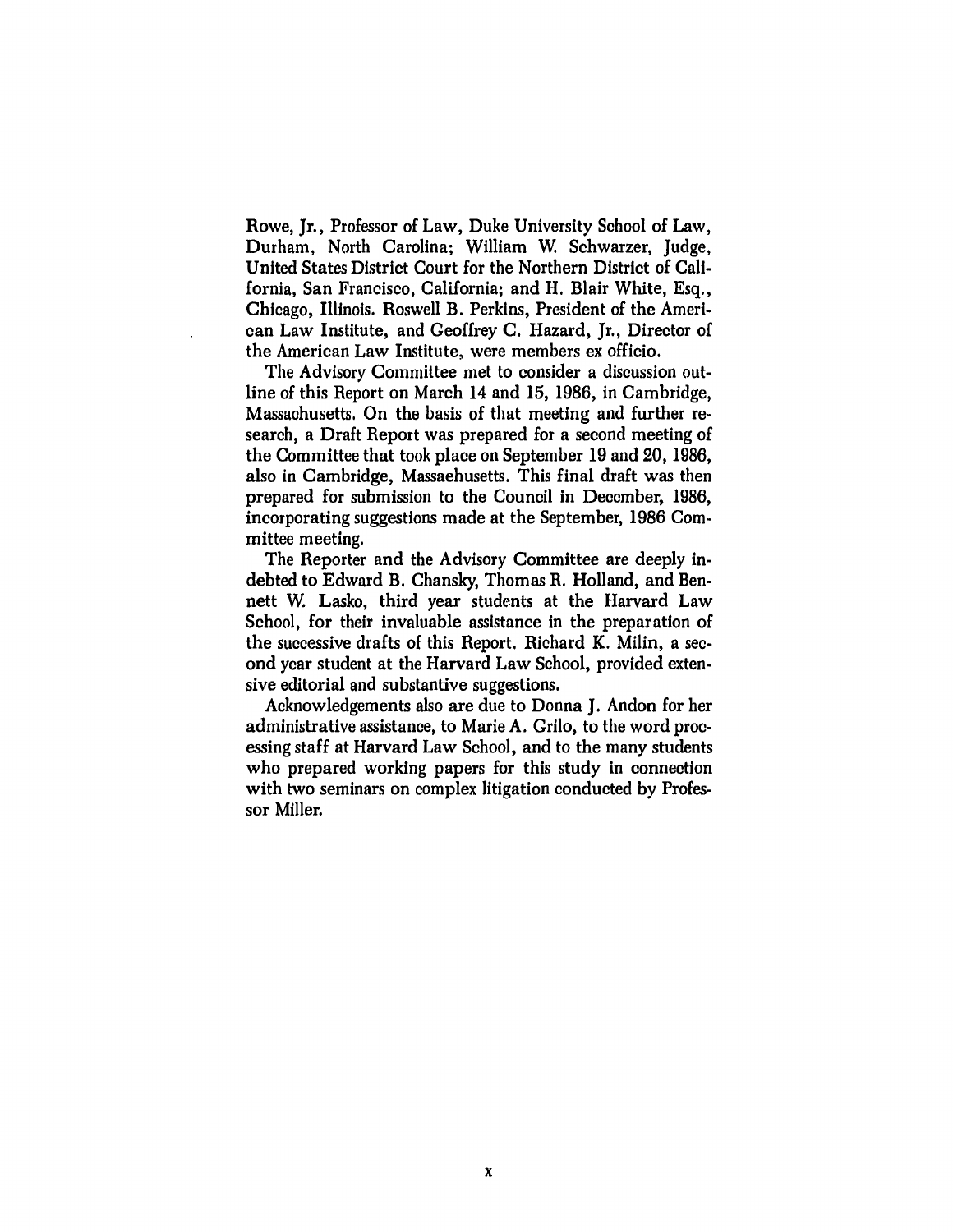Rowe, Jr., Professor of Law, Duke University School of Law, Durham, North Carolina; William W. Schwarzer, Judge, United States District Court for the Northern District of California, San Francisco, California; and H. Blair White, Esq., Chicago, Illinois. Roswell B. Perkins, President of the American Law Institute, and Geoffrey C. Hazard, Jr., Director of the American Law Institute, were members ex officio.

The Advisory Committee met to consider a discussion outline of this Report on March 14 and 15, 1986, in Cambridge, Massachusetts. On the basis of that meeting and further research, a Draft Report was prepared for a second meeting of the Committee that took place on September 19 and 20, 1986, also in Cambridge, Massachusetts. This final draft was then prepared for submission to the Council in December, 1986, incorporating suggestions made at the September, 1986 Committee meeting.

The Reporter and the Advisory Committee are deeply indebted to Edward B. Chansky, Thomas R. Holland, and Bennett W. Lasko, third year students at the Harvard Law School, for their invaluable assistance in the preparation of the successive drafts of this Report. Richard K. Milin, a second year student at the Harvard Law School, provided extensive editorial and substantive suggestions.

Acknowledgements also are due to Donna J. Andon for her administrative assistance, to Marie A. Grilo, to the word processing staff at Harvard Law School, and to the many students who prepared working papers for this study in connection with two seminars on complex litigation conducted by Professor Miller.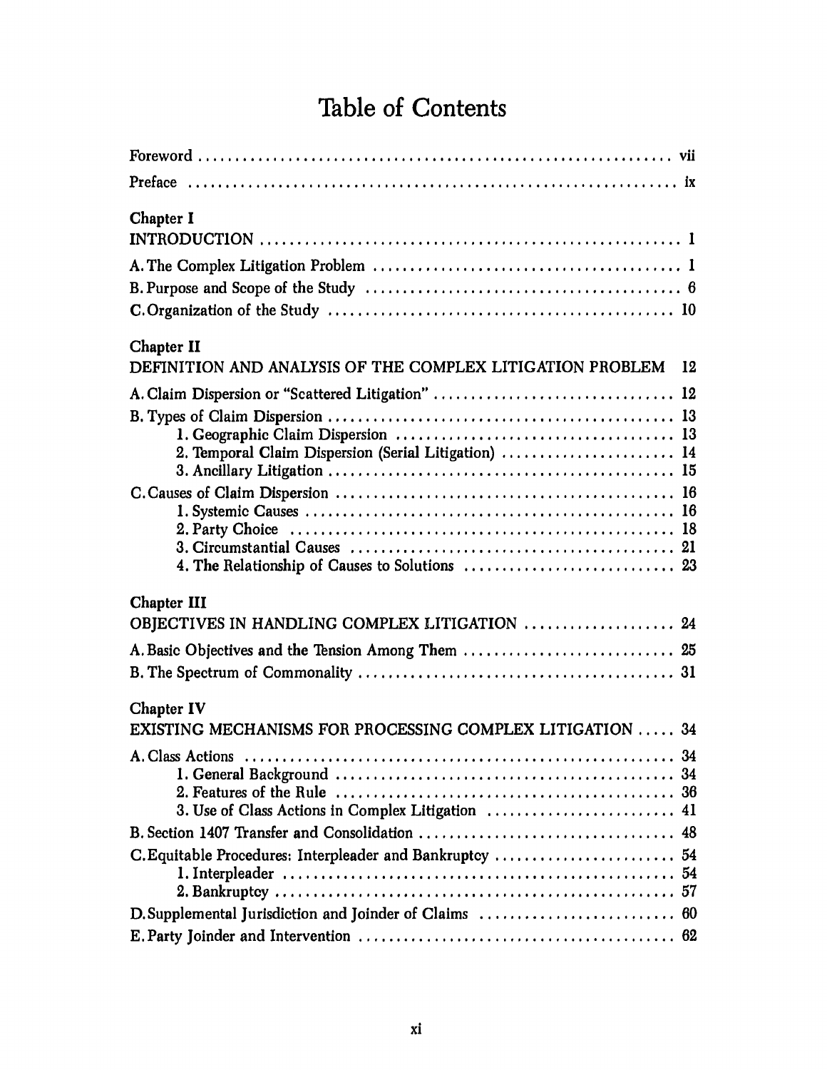# Table of Contents

Foreword ............................................................ vii

Preface ............................................................ ix

**Chapter I**

INTRODUCTION ............................................................ 1

A. The Complex Litigation Problem ............................................................ 1

B. Purpose and Scope of the Study ............................................................ 6

C. Organization of the Study ............................................................ 10

**Chapter II**

DEFINITION AND ANALYSIS OF THE COMPLEX LITIGATION PROBLEM 12

A. Claim Dispersion or "Scattered Litigation" ............................................................ 12

B. Types of Claim Dispersion ............................................................ 13
- 1. Geographic Claim Dispersion ............................................................ 13
- 2. Temporal Claim Dispersion (Serial Litigation) ............................................................ 14
- 3. Ancillary Litigation ............................................................ 15

C. Causes of Claim Dispersion ............................................................ 16
- 1. Systemic Causes ............................................................ 16
- 2. Party Choice ............................................................ 18
- 3. Circumstantial Causes ............................................................ 21
- 4. The Relationship of Causes to Solutions ............................................................ 23

**Chapter III**

OBJECTIVES IN HANDLING COMPLEX LITIGATION ............................................................ 24

A. Basic Objectives and the Tension Among Them ............................................................ 25

B. The Spectrum of Commonality ............................................................ 31

**Chapter IV**

EXISTING MECHANISMS FOR PROCESSING COMPLEX LITIGATION ..... 34

A. Class Actions ............................................................ 34
- 1. General Background ............................................................ 34
- 2. Features of the Rule ............................................................ 36
- 3. Use of Class Actions in Complex Litigation ............................................................ 41

B. Section 1407 Transfer and Consolidation ............................................................ 48

C. Equitable Procedures: Interpleader and Bankruptcy ............................................................ 54
- 1. Interpleader ............................................................ 54
- 2. Bankruptcy ............................................................ 57

D. Supplemental Jurisdiction and Joinder of Claims ............................................................ 60

E. Party Joinder and Intervention ............................................................ 62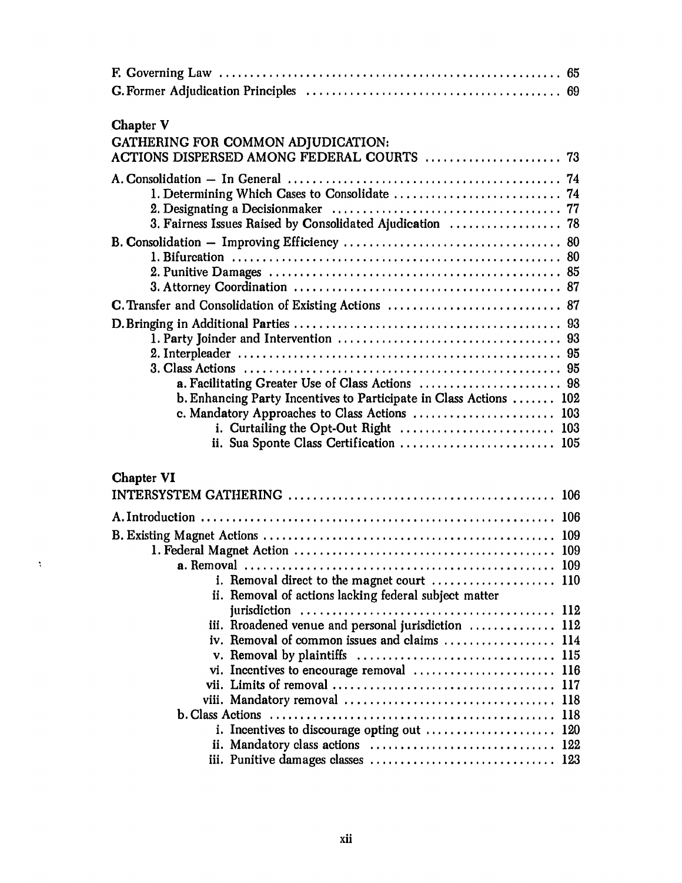F. Governing Law ........................................................ 65
G. Former Adjudication Principles ........................................ 69

**Chapter V**
GATHERING FOR COMMON ADJUDICATION:
ACTIONS DISPERSED AMONG FEDERAL COURTS ...................... 73

A. Consolidation — In General ............................................ 74
  1. Determining Which Cases to Consolidate ........................... 74
  2. Designating a Decisionmaker ...................................... 77
  3. Fairness Issues Raised by Consolidated Ajudication ............... 78
B. Consolidation — Improving Efficiency ................................. 80
  1. Bifurcation ...................................................... 80
  2. Punitive Damages ................................................. 85
  3. Attorney Coordination ............................................ 87
C. Transfer and Consolidation of Existing Actions ....................... 87
D. Bringing in Additional Parties ....................................... 93
  1. Party Joinder and Intervention ................................... 93
  2. Interpleader ..................................................... 95
  3. Class Actions .................................................... 95
    a. Facilitating Greater Use of Class Actions ..................... 98
    b. Enhancing Party Incentives to Participate in Class Actions .... 102
    c. Mandatory Approaches to Class Actions ......................... 103
      i. Curtailing the Opt-Out Right ................................ 103
      ii. Sua Sponte Class Certification ............................. 105

**Chapter VI**
INTERSYSTEM GATHERING ................................................ 106

A. Introduction ......................................................... 106
B. Existing Magnet Actions .............................................. 109
  1. Federal Magnet Action ............................................ 109
    a. Removal ....................................................... 109
      i. Removal direct to the magnet court .......................... 110
      ii. Removal of actions lacking federal subject matter jurisdiction ... 112
      iii. Broadened venue and personal jurisdiction .................. 112
      iv. Removal of common issues and claims ........................ 114
      v. Removal by plaintiffs ....................................... 115
      vi. Incentives to encourage removal ............................ 116
      vii. Limits of removal .......................................... 117
      viii. Mandatory removal ......................................... 118
    b. Class Actions ................................................. 118
      i. Incentives to discourage opting out ......................... 120
      ii. Mandatory class actions .................................... 122
      iii. Punitive damages classes ................................... 123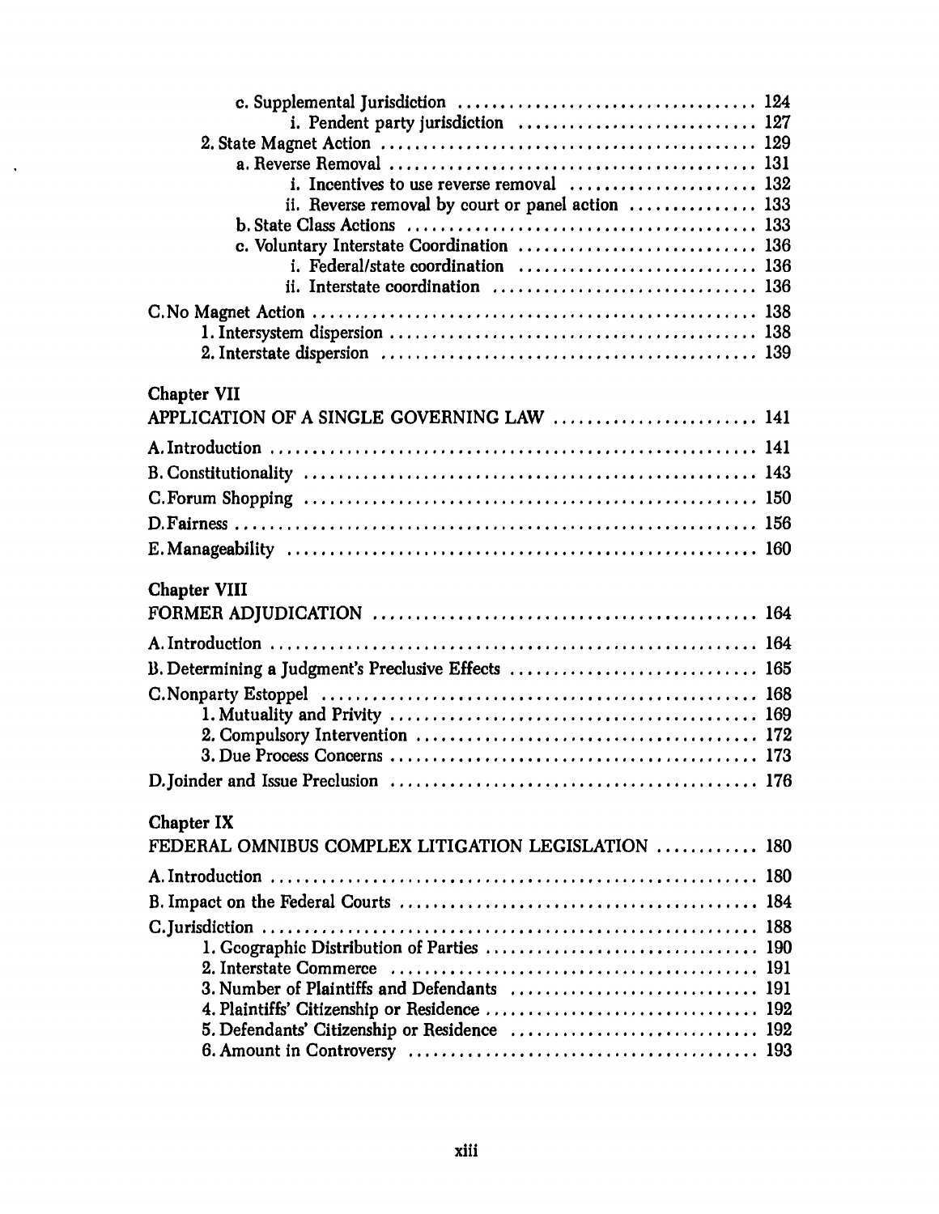c. Supplemental Jurisdiction .................................. 124
i. Pendent party jurisdiction ........................... 127
2. State Magnet Action ........................................... 129
a. Reverse Removal .......................................... 131
i. Incentives to use reverse removal ..................... 132
ii. Reverse removal by court or panel action .............. 133
b. State Class Actions ........................................ 133
c. Voluntary Interstate Coordination ........................... 136
i. Federal/state coordination ........................... 136
ii. Interstate coordination .............................. 136
C. No Magnet Action ................................................... 138
1. Intersystem dispersion ........................................... 138
2. Interstate dispersion ........................................... 139

Chapter VII
APPLICATION OF A SINGLE GOVERNING LAW ........................ 141

A. Introduction ........................................................ 141
B. Constitutionality ..................................................... 143
C. Forum Shopping ..................................................... 150
D. Fairness ............................................................ 156
E. Manageability ....................................................... 160

Chapter VIII
FORMER ADJUDICATION ............................................ 164

A. Introduction ........................................................ 164
B. Determining a Judgment's Preclusive Effects ............................ 165
C. Nonparty Estoppel .................................................. 168
1. Mutuality and Privity ........................................... 169
2. Compulsory Intervention ........................................ 172
3. Due Process Concerns ........................................... 173
D. Joinder and Issue Preclusion .......................................... 176

Chapter IX
FEDERAL OMNIBUS COMPLEX LITIGATION LEGISLATION ............ 180

A. Introduction ........................................................ 180
B. Impact on the Federal Courts ......................................... 184
C. Jurisdiction ......................................................... 188
1. Geographic Distribution of Parties ................................ 190
2. Interstate Commerce ........................................... 191
3. Number of Plaintiffs and Defendants ............................ 191
4. Plaintiffs' Citizenship or Residence ................................ 192
5. Defendants' Citizenship or Residence ............................ 192
6. Amount in Controversy ........................................ 193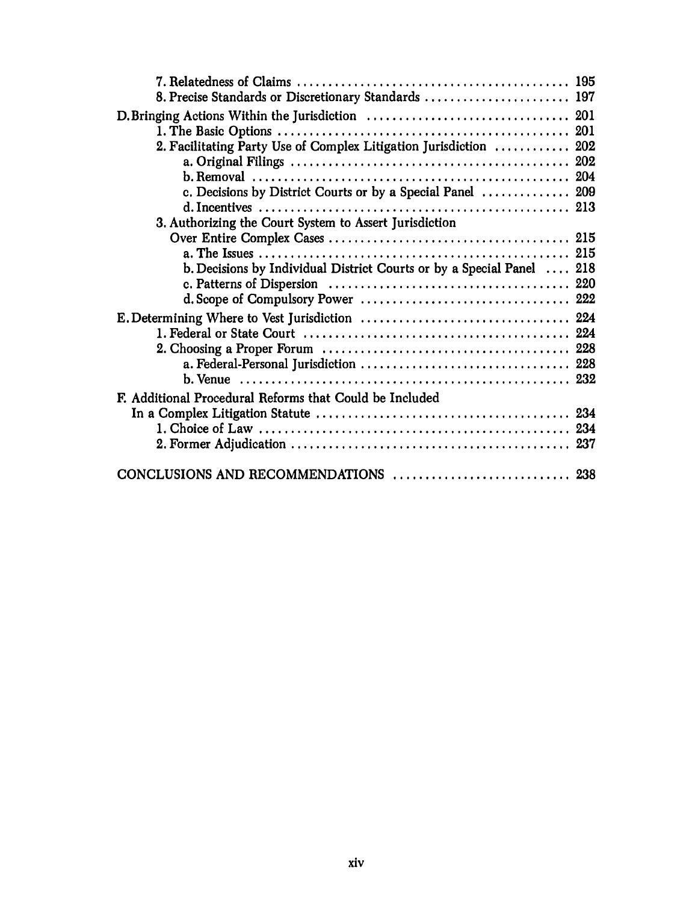7. Relatedness of Claims .......................................... 195
8. Precise Standards or Discretionary Standards ....................... 197

D. Bringing Actions Within the Jurisdiction ................................ 201
1. The Basic Options ............................................ 201
2. Facilitating Party Use of Complex Litigation Jurisdiction ............ 202
a. Original Filings ........................................... 202
b. Removal .................................................. 204
c. Decisions by District Courts or by a Special Panel .............. 209
d. Incentives ................................................ 213
3. Authorizing the Court System to Assert Jurisdiction Over Entire Complex Cases ..................................... 215
a. The Issues ................................................. 215
b. Decisions by Individual District Courts or by a Special Panel .... 218
c. Patterns of Dispersion ..................................... 220
d. Scope of Compulsory Power ................................ 222

E. Determining Where to Vest Jurisdiction ................................ 224
1. Federal or State Court ......................................... 224
2. Choosing a Proper Forum ...................................... 228
a. Federal-Personal Jurisdiction ................................ 228
b. Venue .................................................... 232

F. Additional Procedural Reforms that Could be Included In a Complex Litigation Statute ........................................ 234
1. Choice of Law ................................................ 234
2. Former Adjudication ............................................ 237

CONCLUSIONS AND RECOMMENDATIONS ........................... 238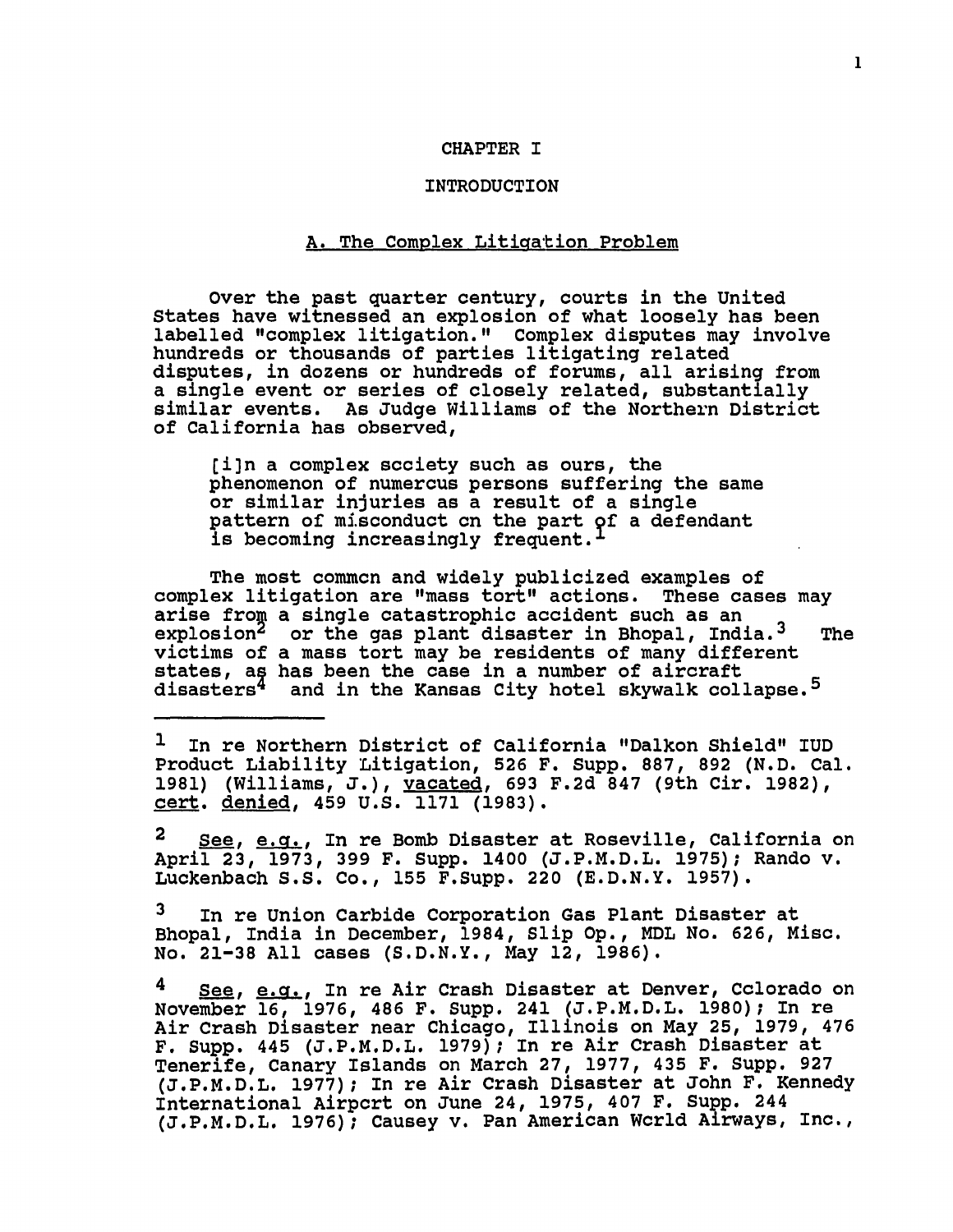# CHAPTER I

## INTRODUCTION

### A. The Complex Litigation Problem

Over the past quarter century, courts in the United States have witnessed an explosion of what loosely has been labelled "complex litigation." Complex disputes may involve hundreds or thousands of parties litigating related disputes, in dozens or hundreds of forums, all arising from a single event or series of closely related, substantially similar events. As Judge Williams of the Northern District of California has observed,

> [i]n a complex society such as ours, the phenomenon of numerous persons suffering the same or similar injuries as a result of a single pattern of misconduct on the part of a defendant is becoming increasingly frequent.[1]

The most common and widely publicized examples of complex litigation are "mass tort" actions. These cases may arise from a single catastrophic accident such as an explosion[2] or the gas plant disaster in Bhopal, India.[3] The victims of a mass tort may be residents of many different states, as has been the case in a number of aircraft disasters[4] and in the Kansas City hotel skywalk collapse.[5]

---

[1] In re Northern District of California "Dalkon Shield" IUD Product Liability Litigation, 526 F. Supp. 887, 892 (N.D. Cal. 1981) (Williams, J.), vacated, 693 F.2d 847 (9th Cir. 1982), cert. denied, 459 U.S. 1171 (1983).

[2] See, e.g., In re Bomb Disaster at Roseville, California on April 23, 1973, 399 F. Supp. 1400 (J.P.M.D.L. 1975); Rando v. Luckenbach S.S. Co., 155 F.Supp. 220 (E.D.N.Y. 1957).

[3] In re Union Carbide Corporation Gas Plant Disaster at Bhopal, India in December, 1984, Slip Op., MDL No. 626, Misc. No. 21-38 All cases (S.D.N.Y., May 12, 1986).

[4] See, e.g., In re Air Crash Disaster at Denver, Colorado on November 16, 1976, 486 F. Supp. 241 (J.P.M.D.L. 1980); In re Air Crash Disaster near Chicago, Illinois on May 25, 1979, 476 F. Supp. 445 (J.P.M.D.L. 1979); In re Air Crash Disaster at Tenerife, Canary Islands on March 27, 1977, 435 F. Supp. 927 (J.P.M.D.L. 1977); In re Air Crash Disaster at John F. Kennedy International Airport on June 24, 1975, 407 F. Supp. 244 (J.P.M.D.L. 1976); Causey v. Pan American World Airways, Inc.,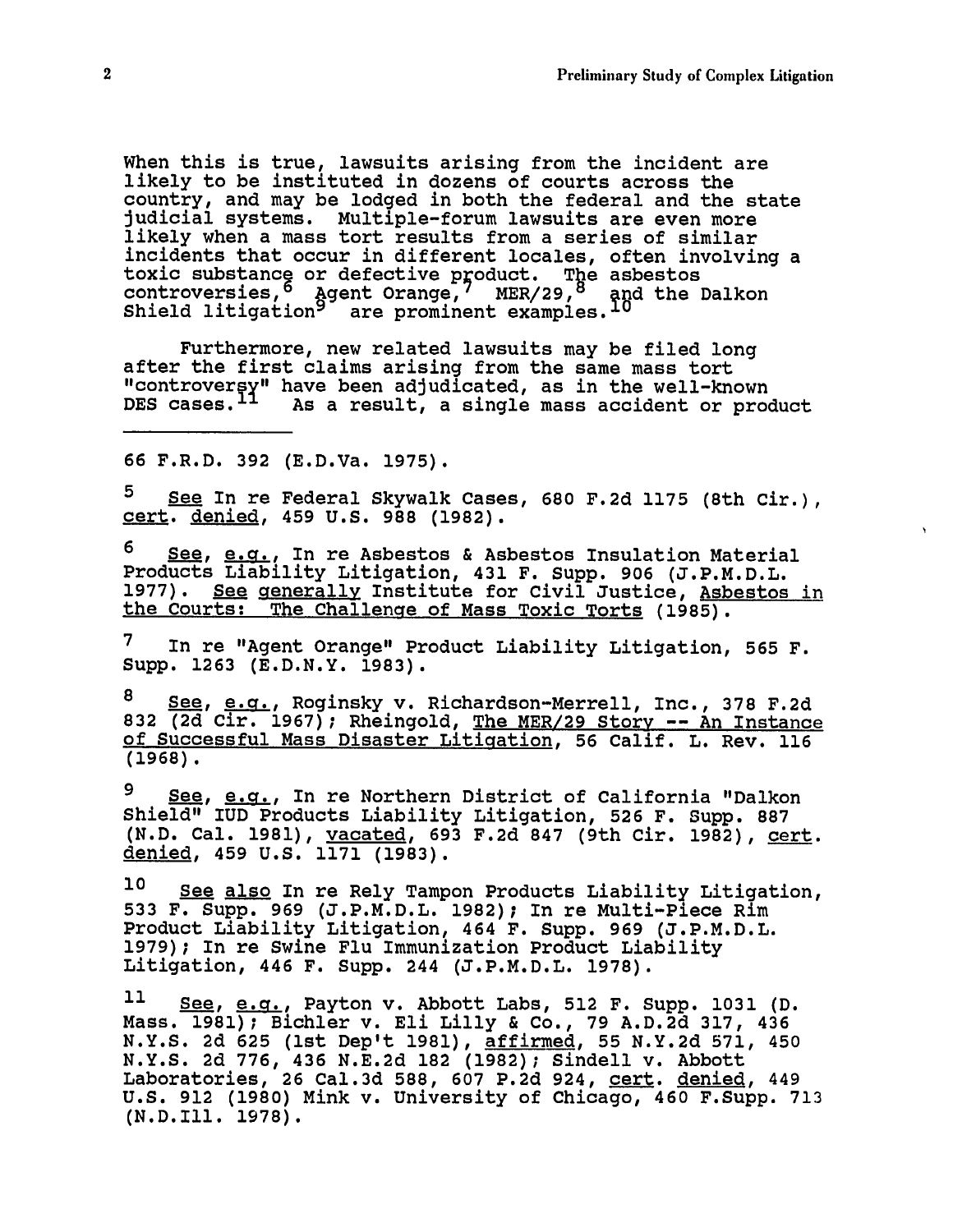When this is true, lawsuits arising from the incident are likely to be instituted in dozens of courts across the country, and may be lodged in both the federal and the state judicial systems. Multiple-forum lawsuits are even more likely when a mass tort results from a series of similar incidents that occur in different locales, often involving a toxic substance or defective product. The asbestos controversies,[6] Agent Orange,[7] MER/29,[8] and the Dalkon Shield litigation[9] are prominent examples.[10]

Furthermore, new related lawsuits may be filed long after the first claims arising from the same mass tort "controversy" have been adjudicated, as in the well-known DES cases.[11] As a result, a single mass accident or product

---

66 F.R.D. 392 (E.D.Va. 1975).

5 See In re Federal Skywalk Cases, 680 F.2d 1175 (8th Cir.), cert. denied, 459 U.S. 988 (1982).

6 See, e.g., In re Asbestos & Asbestos Insulation Material Products Liability Litigation, 431 F. Supp. 906 (J.P.M.D.L. 1977). See generally Institute for Civil Justice, Asbestos in the Courts: The Challenge of Mass Toxic Torts (1985).

7 In re "Agent Orange" Product Liability Litigation, 565 F. Supp. 1263 (E.D.N.Y. 1983).

8 See, e.g., Roginsky v. Richardson-Merrell, Inc., 378 F.2d 832 (2d Cir. 1967); Rheingold, The MER/29 Story -- An Instance of Successful Mass Disaster Litigation, 56 Calif. L. Rev. 116 (1968).

9 See, e.g., In re Northern District of California "Dalkon Shield" IUD Products Liability Litigation, 526 F. Supp. 887 (N.D. Cal. 1981), vacated, 693 F.2d 847 (9th Cir. 1982), cert. denied, 459 U.S. 1171 (1983).

10 See also In re Rely Tampon Products Liability Litigation, 533 F. Supp. 969 (J.P.M.D.L. 1982); In re Multi-Piece Rim Product Liability Litigation, 464 F. Supp. 969 (J.P.M.D.L. 1979); In re Swine Flu Immunization Product Liability Litigation, 446 F. Supp. 244 (J.P.M.D.L. 1978).

11 See, e.g., Payton v. Abbott Labs, 512 F. Supp. 1031 (D. Mass. 1981); Bichler v. Eli Lilly & Co., 79 A.D.2d 317, 436 N.Y.S. 2d 625 (1st Dep't 1981), affirmed, 55 N.Y.2d 571, 450 N.Y.S. 2d 776, 436 N.E.2d 182 (1982); Sindell v. Abbott Laboratories, 26 Cal.3d 588, 607 P.2d 924, cert. denied, 449 U.S. 912 (1980) Mink v. University of Chicago, 460 F.Supp. 713 (N.D.Ill. 1978).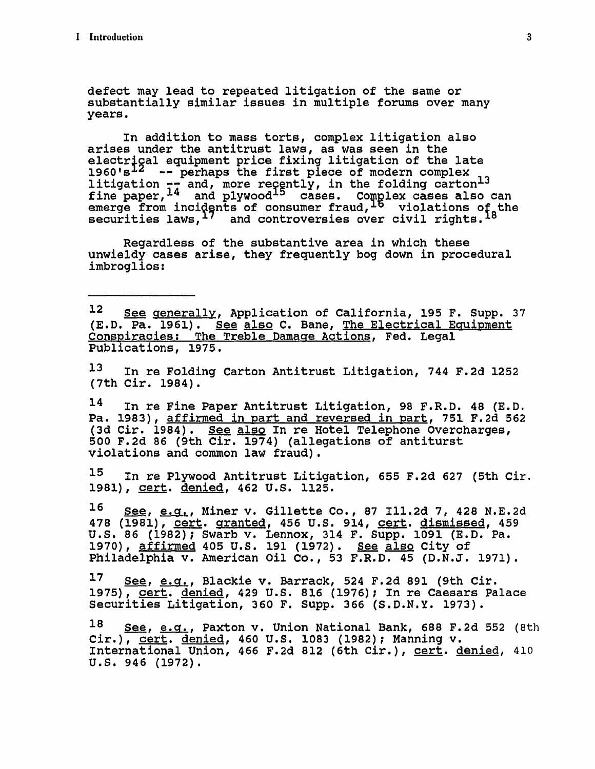defect may lead to repeated litigation of the same or substantially similar issues in multiple forums over many years.

In addition to mass torts, complex litigation also arises under the antitrust laws, as was seen in the electrical equipment price fixing litigation of the late 1960's[12] -- perhaps the first piece of modern complex litigation -- and, more recently, in the folding carton[13] fine paper,[14] and plywood[15] cases. Complex cases also can emerge from incidents of consumer fraud,[16] violations of the securities laws,[17] and controversies over civil rights.[18]

Regardless of the substantive area in which these unwieldy cases arise, they frequently bog down in procedural imbroglios:

---

[12] See generally, Application of California, 195 F. Supp. 37 (E.D. Pa. 1961). See also C. Bane, The Electrical Equipment Conspiracies: The Treble Damage Actions, Fed. Legal Publications, 1975.

[13] In re Folding Carton Antitrust Litigation, 744 F.2d 1252 (7th Cir. 1984).

[14] In re Fine Paper Antitrust Litigation, 98 F.R.D. 48 (E.D. Pa. 1983), affirmed in part and reversed in part, 751 F.2d 562 (3d Cir. 1984). See also In re Hotel Telephone Overcharges, 500 F.2d 86 (9th Cir. 1974) (allegations of antiturst violations and common law fraud).

[15] In re Plywood Antitrust Litigation, 655 F.2d 627 (5th Cir. 1981), cert. denied, 462 U.S. 1125.

[16] See, e.g., Miner v. Gillette Co., 87 Ill.2d 7, 428 N.E.2d 478 (1981), cert. granted, 456 U.S. 914, cert. dismissed, 459 U.S. 86 (1982); Swarb v. Lennox, 314 F. Supp. 1091 (E.D. Pa. 1970), affirmed 405 U.S. 191 (1972). See also City of Philadelphia v. American Oil Co., 53 F.R.D. 45 (D.N.J. 1971).

[17] See, e.g., Blackie v. Barrack, 524 F.2d 891 (9th Cir. 1975), cert. denied, 429 U.S. 816 (1976); In re Caesars Palace Securities Litigation, 360 F. Supp. 366 (S.D.N.Y. 1973).

[18] See, e.g., Paxton v. Union National Bank, 688 F.2d 552 (8th Cir.), cert. denied, 460 U.S. 1083 (1982); Manning v. International Union, 466 F.2d 812 (6th Cir.), cert. denied, 410 U.S. 946 (1972).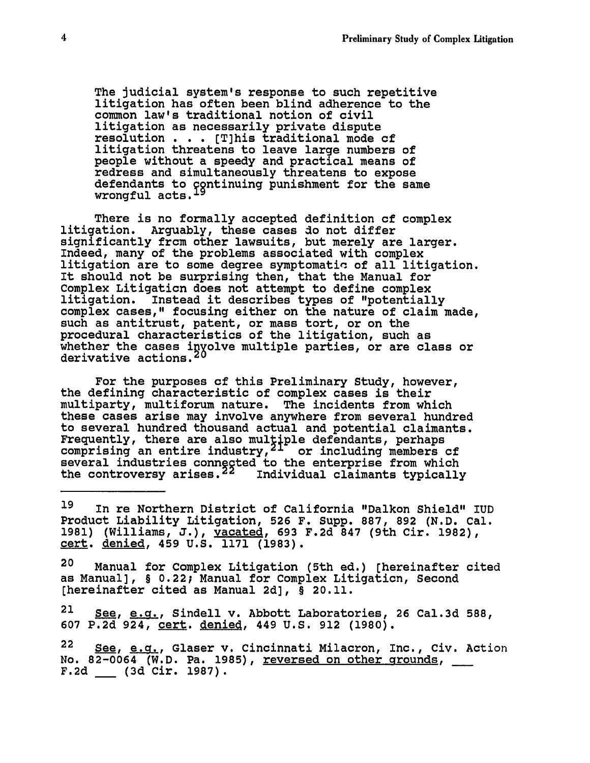> The judicial system's response to such repetitive litigation has often been blind adherence to the common law's traditional notion of civil litigation as necessarily private dispute resolution . . . [T]his traditional mode of litigation threatens to leave large numbers of people without a speedy and practical means of redress and simultaneously threatens to expose defendants to continuing punishment for the same wrongful acts.[19]

There is no formally accepted definition of complex litigation. Arguably, these cases do not differ significantly from other lawsuits, but merely are larger. Indeed, many of the problems associated with complex litigation are to some degree symptomatic of all litigation. It should not be surprising then, that the Manual for Complex Litigation does not attempt to define complex litigation. Instead it describes types of "potentially complex cases," focusing either on the nature of claim made, such as antitrust, patent, or mass tort, or on the procedural characteristics of the litigation, such as whether the cases involve multiple parties, or are class or derivative actions.[20]

For the purposes of this Preliminary Study, however, the defining characteristic of complex cases is their multiparty, multiforum nature. The incidents from which these cases arise may involve anywhere from several hundred to several hundred thousand actual and potential claimants. Frequently, there are also multiple defendants, perhaps comprising an entire industry,[21] or including members of several industries connected to the enterprise from which the controversy arises.[22] Individual claimants typically

---

[19] In re Northern District of California "Dalkon Shield" IUD Product Liability Litigation, 526 F. Supp. 887, 892 (N.D. Cal. 1981) (Williams, J.), vacated, 693 F.2d 847 (9th Cir. 1982), cert. denied, 459 U.S. 1171 (1983).

[20] Manual for Complex Litigation (5th ed.) [hereinafter cited as Manual], § 0.22; Manual for Complex Litigation, Second [hereinafter cited as Manual 2d], § 20.11.

[21] See, e.g., Sindell v. Abbott Laboratories, 26 Cal.3d 588, 607 P.2d 924, cert. denied, 449 U.S. 912 (1980).

[22] See, e.g., Glaser v. Cincinnati Milacron, Inc., Civ. Action No. 82-0064 (W.D. Pa. 1985), reversed on other grounds, \_\_\_ F.2d \_\_\_ (3d Cir. 1987).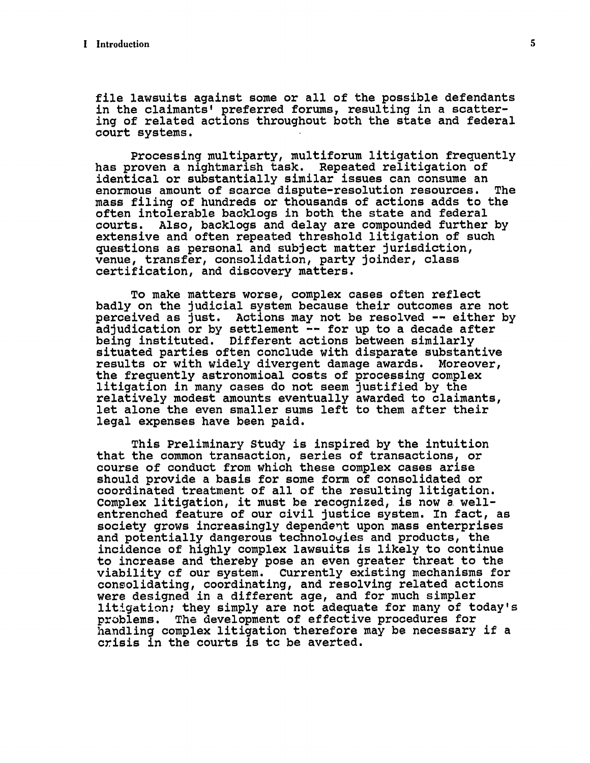file lawsuits against some or all of the possible defendants in the claimants' preferred forums, resulting in a scattering of related actions throughout both the state and federal court systems.

Processing multiparty, multiforum litigation frequently has proven a nightmarish task. Repeated relitigation of identical or substantially similar issues can consume an enormous amount of scarce dispute-resolution resources. The mass filing of hundreds or thousands of actions adds to the often intolerable backlogs in both the state and federal courts. Also, backlogs and delay are compounded further by extensive and often repeated threshold litigation of such questions as personal and subject matter jurisdiction, venue, transfer, consolidation, party joinder, class certification, and discovery matters.

To make matters worse, complex cases often reflect badly on the judicial system because their outcomes are not perceived as just. Actions may not be resolved -- either by adjudication or by settlement -- for up to a decade after being instituted. Different actions between similarly situated parties often conclude with disparate substantive results or with widely divergent damage awards. Moreover, the frequently astronomical costs of processing complex litigation in many cases do not seem justified by the relatively modest amounts eventually awarded to claimants, let alone the even smaller sums left to them after their legal expenses have been paid.

This Preliminary Study is inspired by the intuition that the common transaction, series of transactions, or course of conduct from which these complex cases arise should provide a basis for some form of consolidated or coordinated treatment of all of the resulting litigation. Complex litigation, it must be recognized, is now a well-entrenched feature of our civil justice system. In fact, as society grows increasingly dependent upon mass enterprises and potentially dangerous technologies and products, the incidence of highly complex lawsuits is likely to continue to increase and thereby pose an even greater threat to the viability of our system. Currently existing mechanisms for consolidating, coordinating, and resolving related actions were designed in a different age, and for much simpler litigation; they simply are not adequate for many of today's problems. The development of effective procedures for handling complex litigation therefore may be necessary if a crisis in the courts is to be averted.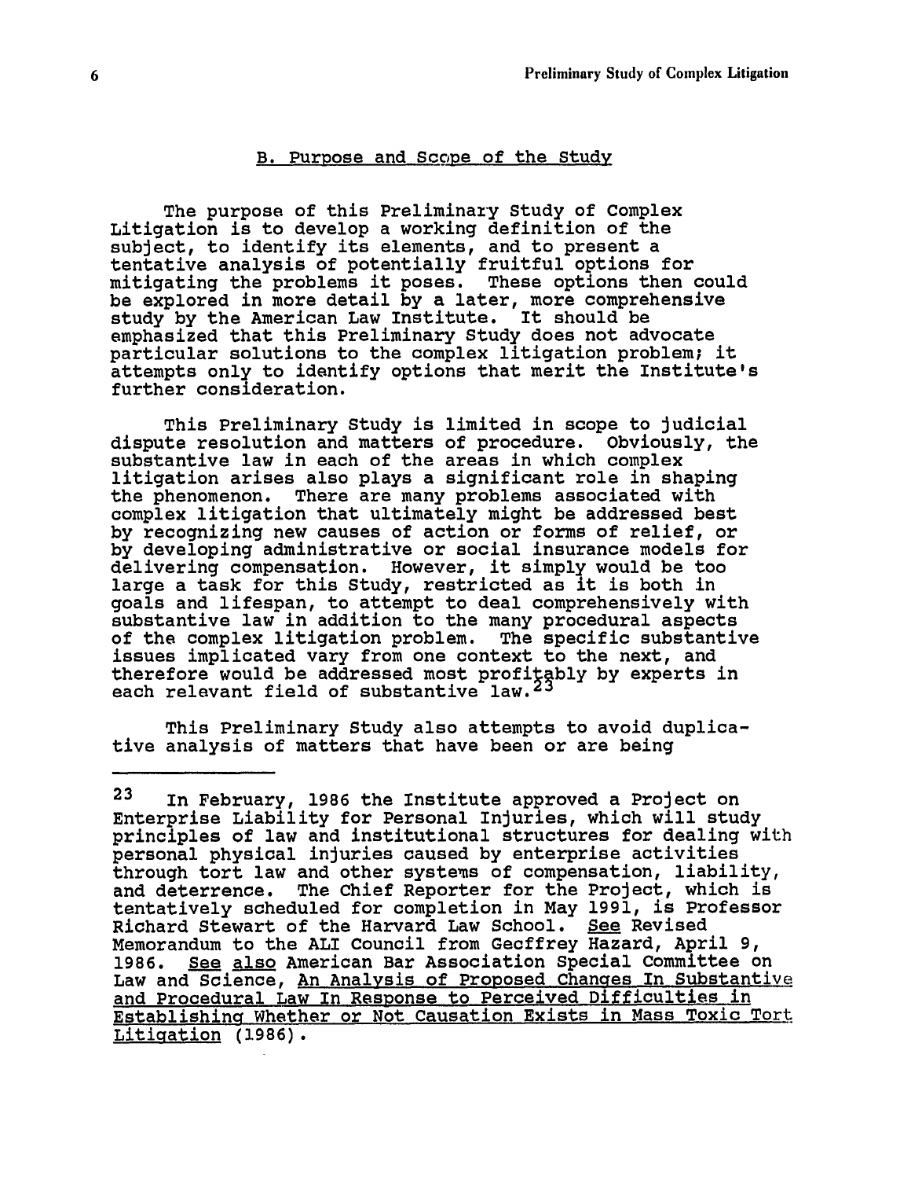## B. Purpose and Scope of the Study

The purpose of this Preliminary Study of Complex Litigation is to develop a working definition of the subject, to identify its elements, and to present a tentative analysis of potentially fruitful options for mitigating the problems it poses. These options then could be explored in more detail by a later, more comprehensive study by the American Law Institute. It should be emphasized that this Preliminary Study does not advocate particular solutions to the complex litigation problem; it attempts only to identify options that merit the Institute's further consideration.

This Preliminary Study is limited in scope to judicial dispute resolution and matters of procedure. Obviously, the substantive law in each of the areas in which complex litigation arises also plays a significant role in shaping the phenomenon. There are many problems associated with complex litigation that ultimately might be addressed best by recognizing new causes of action or forms of relief, or by developing administrative or social insurance models for delivering compensation. However, it simply would be too large a task for this Study, restricted as it is both in goals and lifespan, to attempt to deal comprehensively with substantive law in addition to the many procedural aspects of the complex litigation problem. The specific substantive issues implicated vary from one context to the next, and therefore would be addressed most profitably by experts in each relevant field of substantive law.[23]

This Preliminary Study also attempts to avoid duplicative analysis of matters that have been or are being

---

[23] In February, 1986 the Institute approved a Project on Enterprise Liability for Personal Injuries, which will study principles of law and institutional structures for dealing with personal physical injuries caused by enterprise activities through tort law and other systems of compensation, liability, and deterrence. The Chief Reporter for the Project, which is tentatively scheduled for completion in May 1991, is Professor Richard Stewart of the Harvard Law School. *See* Revised Memorandum to the ALI Council from Geoffrey Hazard, April 9, 1986. *See also* American Bar Association Special Committee on Law and Science, *An Analysis of Proposed Changes In Substantive and Procedural Law In Response to Perceived Difficulties in Establishing Whether or Not Causation Exists in Mass Toxic Tort Litigation* (1986).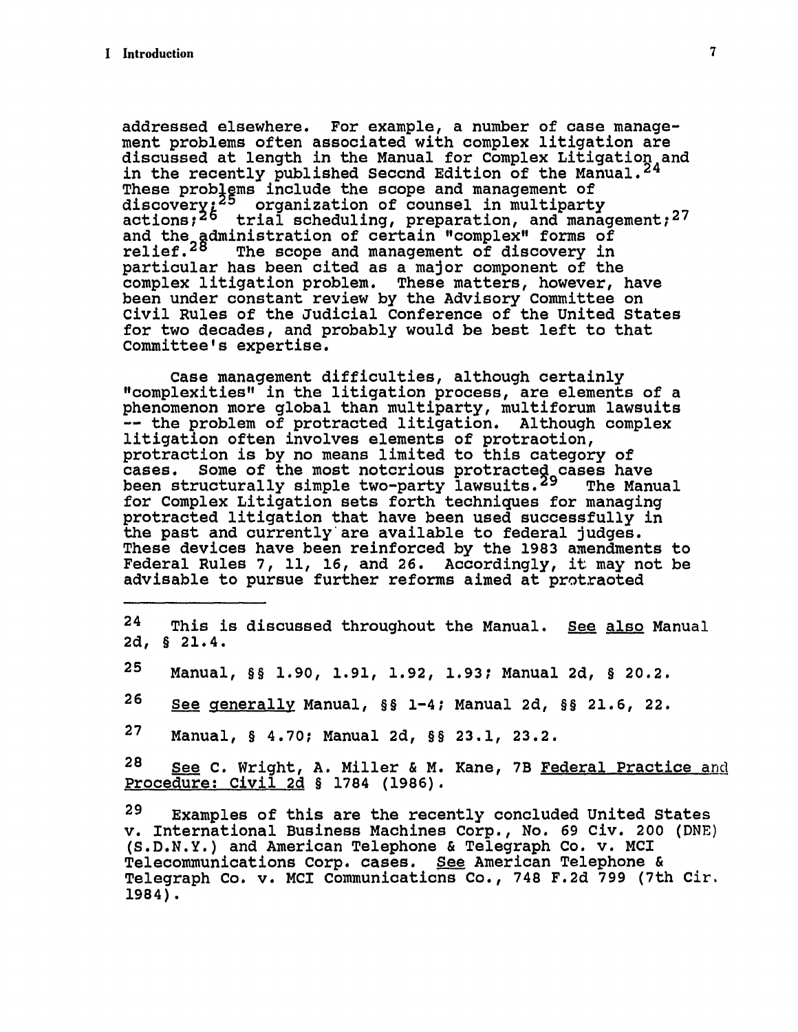addressed elsewhere. For example, a number of case management problems often associated with complex litigation are discussed at length in the Manual for Complex Litigation and in the recently published Second Edition of the Manual.[24] These problems include the scope and management of discovery;[25] organization of counsel in multiparty actions;[26] trial scheduling, preparation, and management;[27] and the administration of certain "complex" forms of relief.[28] The scope and management of discovery in particular has been cited as a major component of the complex litigation problem. These matters, however, have been under constant review by the Advisory Committee on Civil Rules of the Judicial Conference of the United States for two decades, and probably would be best left to that Committee's expertise.

Case management difficulties, although certainly "complexities" in the litigation process, are elements of a phenomenon more global than multiparty, multiforum lawsuits -- the problem of protracted litigation. Although complex litigation often involves elements of protraction, protraction is by no means limited to this category of cases. Some of the most notorious protracted cases have been structurally simple two-party lawsuits.[29] The Manual for Complex Litigation sets forth techniques for managing protracted litigation that have been used successfully in the past and currently are available to federal judges. These devices have been reinforced by the 1983 amendments to Federal Rules 7, 11, 16, and 26. Accordingly, it may not be advisable to pursue further reforms aimed at protracted

---

[24] This is discussed throughout the Manual. See also Manual 2d, § 21.4.

[25] Manual, §§ 1.90, 1.91, 1.92, 1.93; Manual 2d, § 20.2.

[26] See generally Manual, §§ 1-4; Manual 2d, §§ 21.6, 22.

[27] Manual, § 4.70; Manual 2d, §§ 23.1, 23.2.

[28] See C. Wright, A. Miller & M. Kane, 7B Federal Practice and Procedure: Civil 2d § 1784 (1986).

[29] Examples of this are the recently concluded United States v. International Business Machines Corp., No. 69 Civ. 200 (DNE) (S.D.N.Y.) and American Telephone & Telegraph Co. v. MCI Telecommunications Corp. cases. See American Telephone & Telegraph Co. v. MCI Communications Co., 748 F.2d 799 (7th Cir. 1984).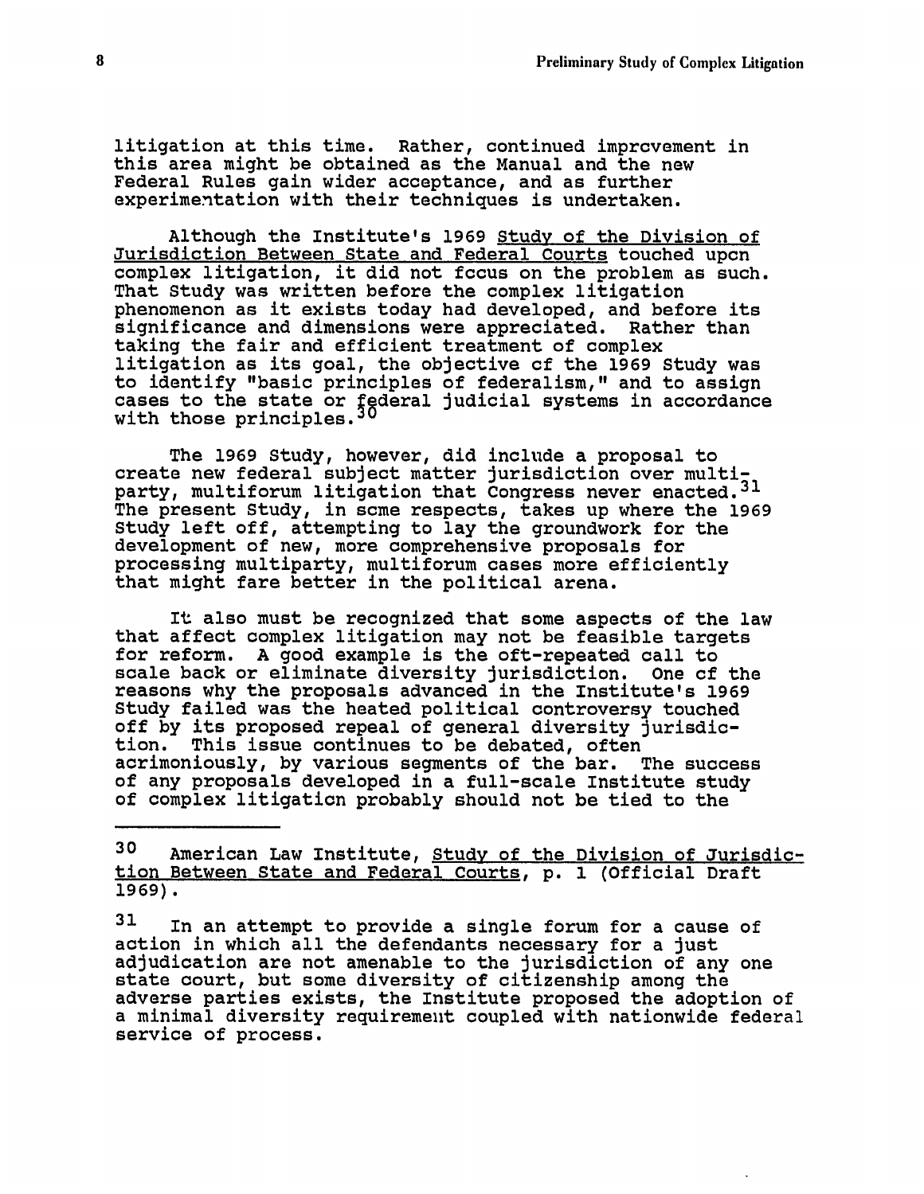litigation at this time. Rather, continued improvement in this area might be obtained as the Manual and the new Federal Rules gain wider acceptance, and as further experimentation with their techniques is undertaken.

Although the Institute's 1969 Study of the Division of Jurisdiction Between State and Federal Courts touched upon complex litigation, it did not focus on the problem as such. That Study was written before the complex litigation phenomenon as it exists today had developed, and before its significance and dimensions were appreciated. Rather than taking the fair and efficient treatment of complex litigation as its goal, the objective of the 1969 Study was to identify "basic principles of federalism," and to assign cases to the state or federal judicial systems in accordance with those principles.[30]

The 1969 Study, however, did include a proposal to create new federal subject matter jurisdiction over multiparty, multiforum litigation that Congress never enacted.[31] The present Study, in some respects, takes up where the 1969 Study left off, attempting to lay the groundwork for the development of new, more comprehensive proposals for processing multiparty, multiforum cases more efficiently that might fare better in the political arena.

It also must be recognized that some aspects of the law that affect complex litigation may not be feasible targets for reform. A good example is the oft-repeated call to scale back or eliminate diversity jurisdiction. One of the reasons why the proposals advanced in the Institute's 1969 Study failed was the heated political controversy touched off by its proposed repeal of general diversity jurisdiction. This issue continues to be debated, often acrimoniously, by various segments of the bar. The success of any proposals developed in a full-scale Institute study of complex litigation probably should not be tied to the

---

[30] American Law Institute, Study of the Division of Jurisdiction Between State and Federal Courts, p. 1 (Official Draft 1969).

[31] In an attempt to provide a single forum for a cause of action in which all the defendants necessary for a just adjudication are not amenable to the jurisdiction of any one state court, but some diversity of citizenship among the adverse parties exists, the Institute proposed the adoption of a minimal diversity requirement coupled with nationwide federal service of process.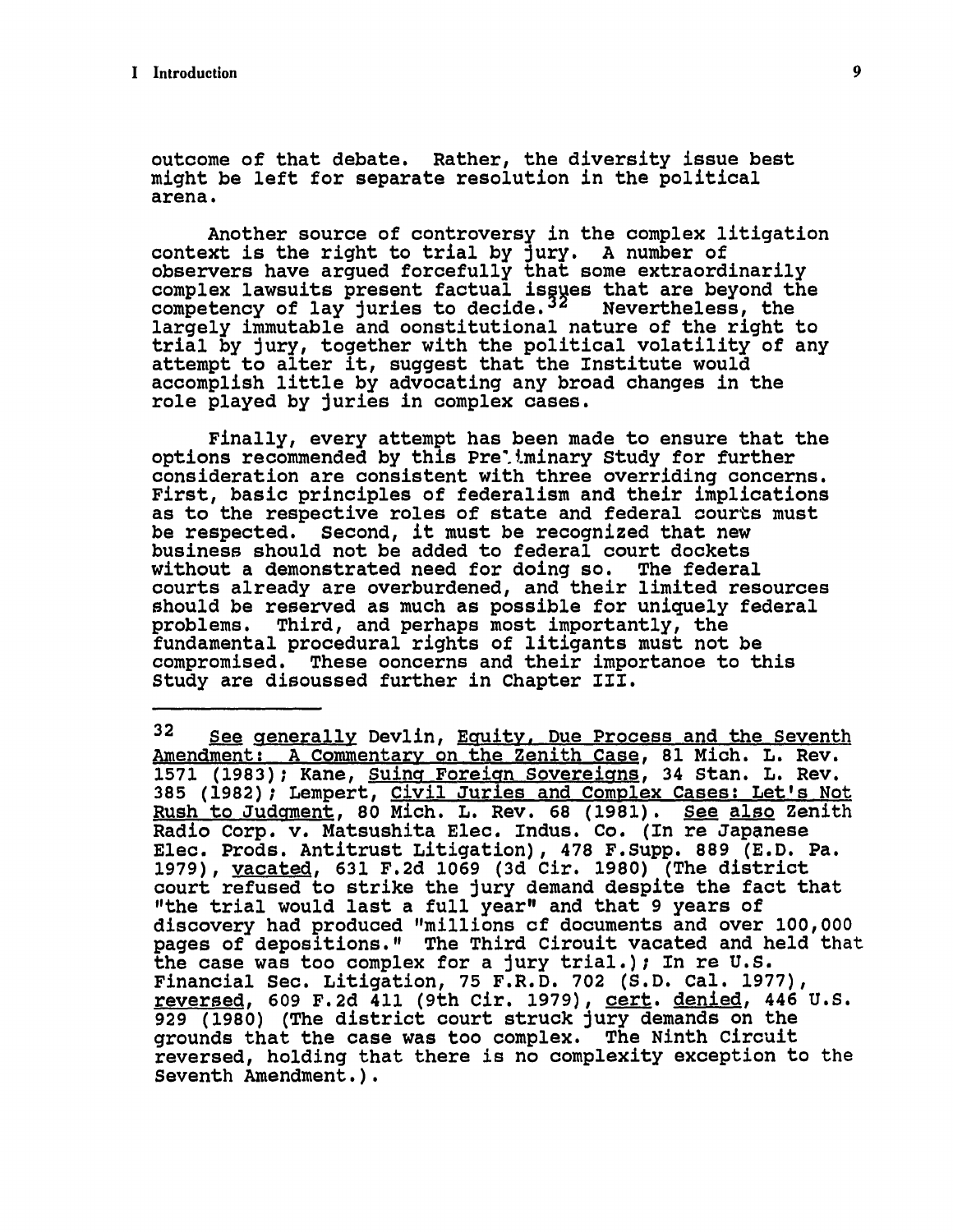outcome of that debate. Rather, the diversity issue best might be left for separate resolution in the political arena.

Another source of controversy in the complex litigation context is the right to trial by jury. A number of observers have argued forcefully that some extraordinarily complex lawsuits present factual issues that are beyond the competency of lay juries to decide.[32] Nevertheless, the largely immutable and constitutional nature of the right to trial by jury, together with the political volatility of any attempt to alter it, suggest that the Institute would accomplish little by advocating any broad changes in the role played by juries in complex cases.

Finally, every attempt has been made to ensure that the options recommended by this Preliminary Study for further consideration are consistent with three overriding concerns. First, basic principles of federalism and their implications as to the respective roles of state and federal courts must be respected. Second, it must be recognized that new business should not be added to federal court dockets without a demonstrated need for doing so. The federal courts already are overburdened, and their limited resources should be reserved as much as possible for uniquely federal problems. Third, and perhaps most importantly, the fundamental procedural rights of litigants must not be compromised. These concerns and their importance to this Study are discussed further in Chapter III.

---

[32] See generally Devlin, Equity, Due Process and the Seventh Amendment: A Commentary on the Zenith Case, 81 Mich. L. Rev. 1571 (1983); Kane, Suing Foreign Sovereigns, 34 Stan. L. Rev. 385 (1982); Lempert, Civil Juries and Complex Cases: Let's Not Rush to Judgment, 80 Mich. L. Rev. 68 (1981). See also Zenith Radio Corp. v. Matsushita Elec. Indus. Co. (In re Japanese Elec. Prods. Antitrust Litigation), 478 F.Supp. 889 (E.D. Pa. 1979), vacated, 631 F.2d 1069 (3d Cir. 1980) (The district court refused to strike the jury demand despite the fact that "the trial would last a full year" and that 9 years of discovery had produced "millions of documents and over 100,000 pages of depositions." The Third Circuit vacated and held that the case was too complex for a jury trial.); In re U.S. Financial Sec. Litigation, 75 F.R.D. 702 (S.D. Cal. 1977), reversed, 609 F.2d 411 (9th Cir. 1979), cert. denied, 446 U.S. 929 (1980) (The district court struck jury demands on the grounds that the case was too complex. The Ninth Circuit reversed, holding that there is no complexity exception to the Seventh Amendment.).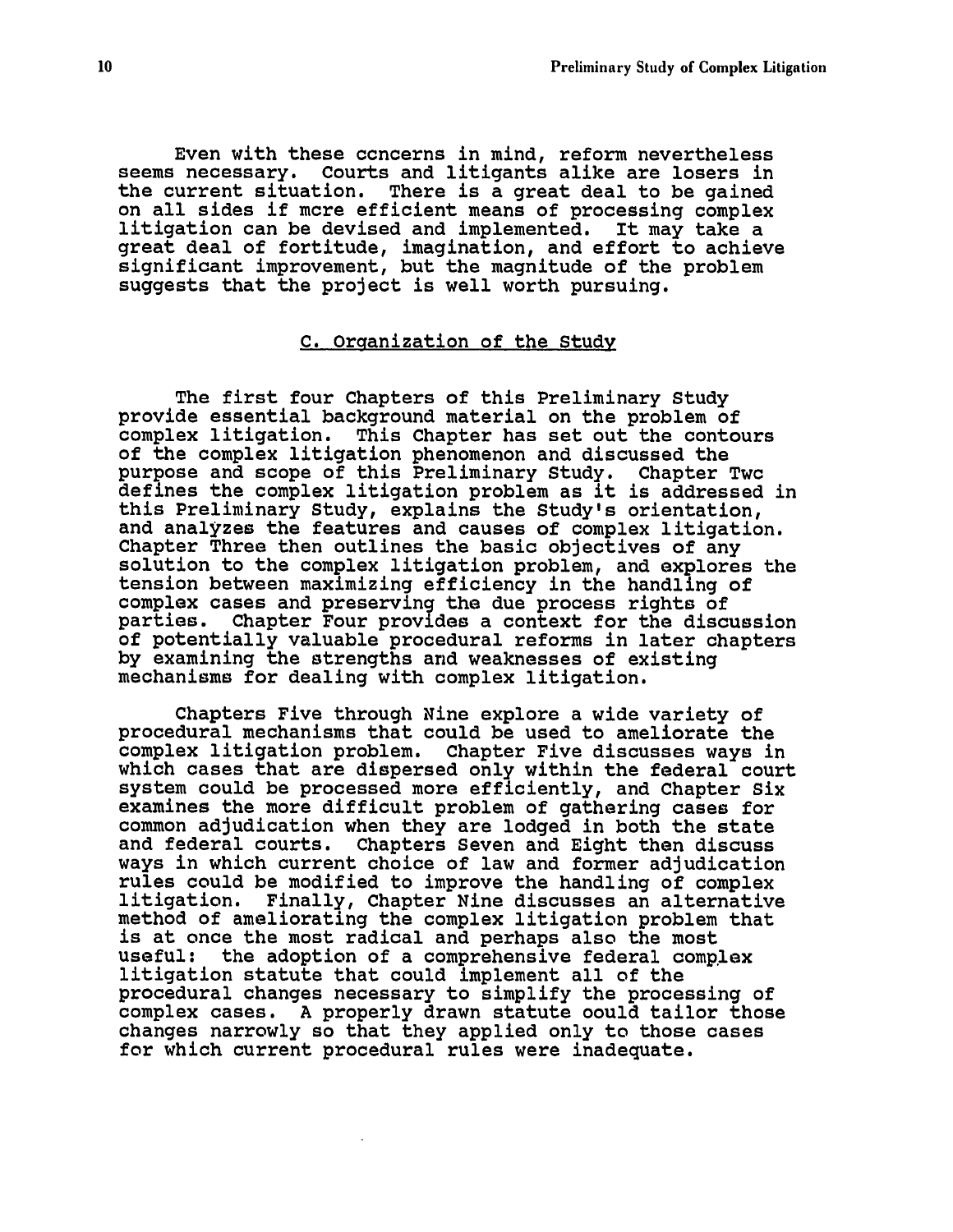Even with these concerns in mind, reform nevertheless seems necessary. Courts and litigants alike are losers in the current situation. There is a great deal to be gained on all sides if more efficient means of processing complex litigation can be devised and implemented. It may take a great deal of fortitude, imagination, and effort to achieve significant improvement, but the magnitude of the problem suggests that the project is well worth pursuing.

### C. Organization of the Study

The first four Chapters of this Preliminary Study provide essential background material on the problem of complex litigation. This Chapter has set out the contours of the complex litigation phenomenon and discussed the purpose and scope of this Preliminary Study. Chapter Two defines the complex litigation problem as it is addressed in this Preliminary Study, explains the Study's orientation, and analyzes the features and causes of complex litigation. Chapter Three then outlines the basic objectives of any solution to the complex litigation problem, and explores the tension between maximizing efficiency in the handling of complex cases and preserving the due process rights of parties. Chapter Four provides a context for the discussion of potentially valuable procedural reforms in later chapters by examining the strengths and weaknesses of existing mechanisms for dealing with complex litigation.

Chapters Five through Nine explore a wide variety of procedural mechanisms that could be used to ameliorate the complex litigation problem. Chapter Five discusses ways in which cases that are dispersed only within the federal court system could be processed more efficiently, and Chapter Six examines the more difficult problem of gathering cases for common adjudication when they are lodged in both the state and federal courts. Chapters Seven and Eight then discuss ways in which current choice of law and former adjudication rules could be modified to improve the handling of complex litigation. Finally, Chapter Nine discusses an alternative method of ameliorating the complex litigation problem that is at once the most radical and perhaps also the most useful: the adoption of a comprehensive federal complex litigation statute that could implement all of the procedural changes necessary to simplify the processing of complex cases. A properly drawn statute could tailor those changes narrowly so that they applied only to those cases for which current procedural rules were inadequate.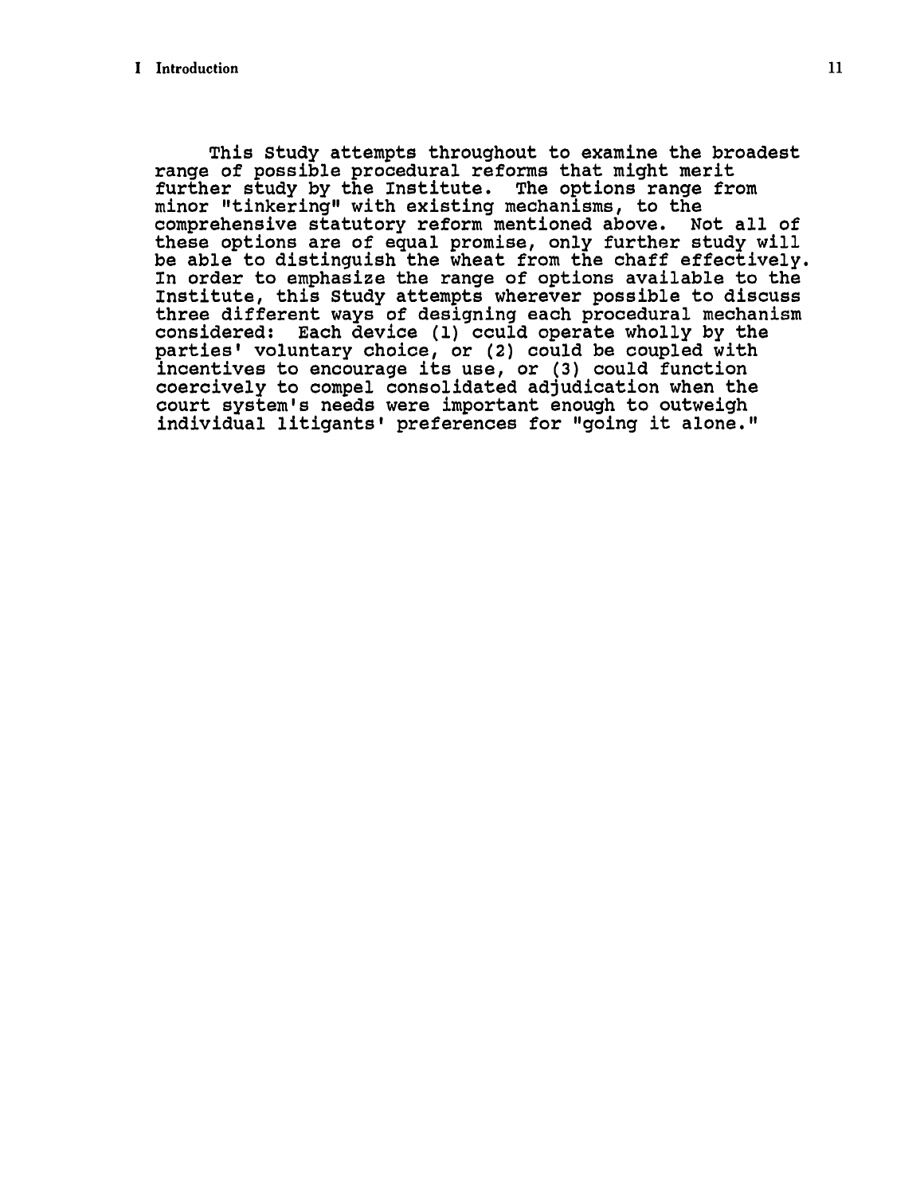This Study attempts throughout to examine the broadest range of possible procedural reforms that might merit further study by the Institute. The options range from minor "tinkering" with existing mechanisms, to the comprehensive statutory reform mentioned above. Not all of these options are of equal promise, only further study will be able to distinguish the wheat from the chaff effectively. In order to emphasize the range of options available to the Institute, this Study attempts wherever possible to discuss three different ways of designing each procedural mechanism considered: Each device (1) could operate wholly by the parties' voluntary choice, or (2) could be coupled with incentives to encourage its use, or (3) could function coercively to compel consolidated adjudication when the court system's needs were important enough to outweigh individual litigants' preferences for "going it alone."